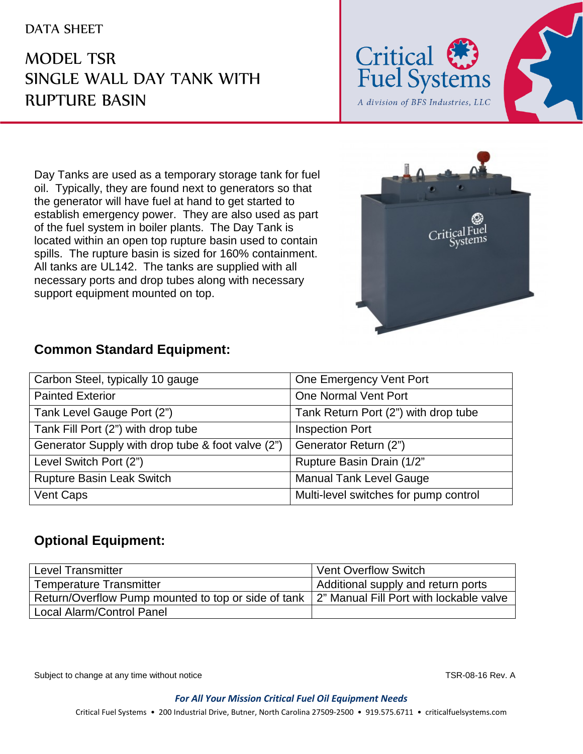DATA SHEET

# MODEL TSR SINGLE WALL DAY TANK WITH RUPTURE BASIN

Critical Fuel Systems

*A division of BFS Industries, LLC*

Day Tanks are used as a temporary storage tank for fuel oil. Typically, they are found next to generators so that the generator will have fuel at hand to get started to establish emergency power. They are also used as part of the fuel system in boiler plants. The Day Tank is located within an open top rupture basin used to contain spills. The rupture basin is sized for 160% containment. All tanks are UL142. The tanks are supplied with all necessary ports and drop tubes along with necessary support equipment mounted on top.

## Common Standard Equipment:

| | |
|---|---|
| Carbon Steel, typically 10 gauge | One Emergency Vent Port |
| Painted Exterior | One Normal Vent Port |
| Tank Level Gauge Port (2”) | Tank Return Port (2”) with drop tube |
| Tank Fill Port (2”) with drop tube | Inspection Port |
| Generator Supply with drop tube & foot valve (2”) | Generator Return (2”) |
| Level Switch Port (2”) | Rupture Basin Drain (1/2” |
| Rupture Basin Leak Switch | Manual Tank Level Gauge |
| Vent Caps | Multi-level switches for pump control |

## Optional Equipment:

| | |
|---|---|
| Level Transmitter | Vent Overflow Switch |
| Temperature Transmitter | Additional supply and return ports |
| Return/Overflow Pump mounted to top or side of tank | 2” Manual Fill Port with lockable valve |
| Local Alarm/Control Panel | |

Subject to change at any time without notice

TSR-08-16 Rev. A

***For All Your Mission Critical Fuel Oil Equipment Needs***

Critical Fuel Systems • 200 Industrial Drive, Butner, North Carolina 27509-2500 • 919.575.6711 • criticalfuelsystems.com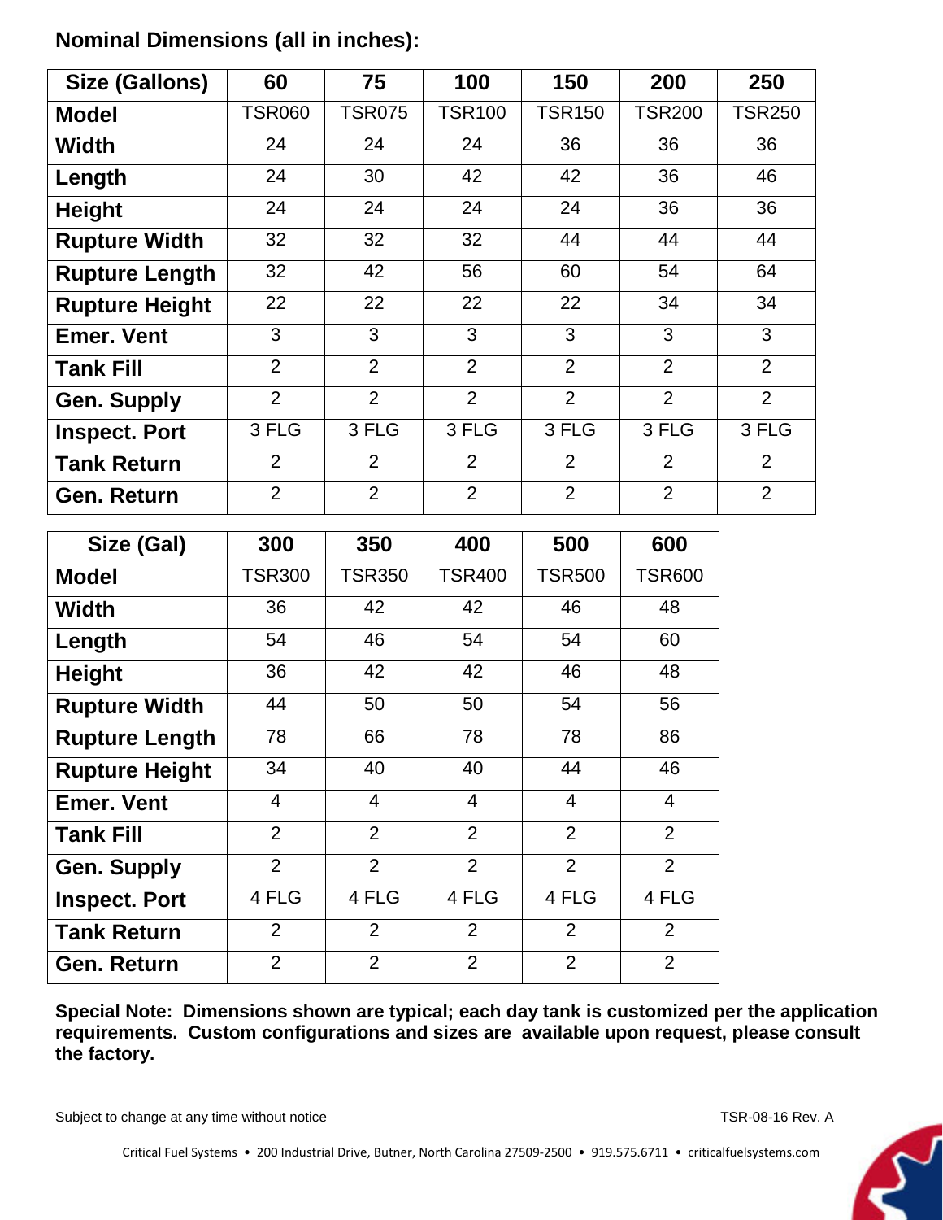**Nominal Dimensions (all in inches):**

| Size (Gallons) | 60 | 75 | 100 | 150 | 200 | 250 |
|---|---|---|---|---|---|---|
| **Model** | TSR060 | TSR075 | TSR100 | TSR150 | TSR200 | TSR250 |
| **Width** | 24 | 24 | 24 | 36 | 36 | 36 |
| **Length** | 24 | 30 | 42 | 42 | 36 | 46 |
| **Height** | 24 | 24 | 24 | 24 | 36 | 36 |
| **Rupture Width** | 32 | 32 | 32 | 44 | 44 | 44 |
| **Rupture Length** | 32 | 42 | 56 | 60 | 54 | 64 |
| **Rupture Height** | 22 | 22 | 22 | 22 | 34 | 34 |
| **Emer. Vent** | 3 | 3 | 3 | 3 | 3 | 3 |
| **Tank Fill** | 2 | 2 | 2 | 2 | 2 | 2 |
| **Gen. Supply** | 2 | 2 | 2 | 2 | 2 | 2 |
| **Inspect. Port** | 3 FLG | 3 FLG | 3 FLG | 3 FLG | 3 FLG | 3 FLG |
| **Tank Return** | 2 | 2 | 2 | 2 | 2 | 2 |
| **Gen. Return** | 2 | 2 | 2 | 2 | 2 | 2 |

| Size (Gal) | 300 | 350 | 400 | 500 | 600 |
|---|---|---|---|---|---|
| **Model** | TSR300 | TSR350 | TSR400 | TSR500 | TSR600 |
| **Width** | 36 | 42 | 42 | 46 | 48 |
| **Length** | 54 | 46 | 54 | 54 | 60 |
| **Height** | 36 | 42 | 42 | 46 | 48 |
| **Rupture Width** | 44 | 50 | 50 | 54 | 56 |
| **Rupture Length** | 78 | 66 | 78 | 78 | 86 |
| **Rupture Height** | 34 | 40 | 40 | 44 | 46 |
| **Emer. Vent** | 4 | 4 | 4 | 4 | 4 |
| **Tank Fill** | 2 | 2 | 2 | 2 | 2 |
| **Gen. Supply** | 2 | 2 | 2 | 2 | 2 |
| **Inspect. Port** | 4 FLG | 4 FLG | 4 FLG | 4 FLG | 4 FLG |
| **Tank Return** | 2 | 2 | 2 | 2 | 2 |
| **Gen. Return** | 2 | 2 | 2 | 2 | 2 |

**Special Note: Dimensions shown are typical; each day tank is customized per the application requirements. Custom configurations and sizes are available upon request, please consult the factory.**

Subject to change at any time without notice

TSR-08-16 Rev. A

Critical Fuel Systems • 200 Industrial Drive, Butner, North Carolina 27509-2500 • 919.575.6711 • criticalfuelsystems.com